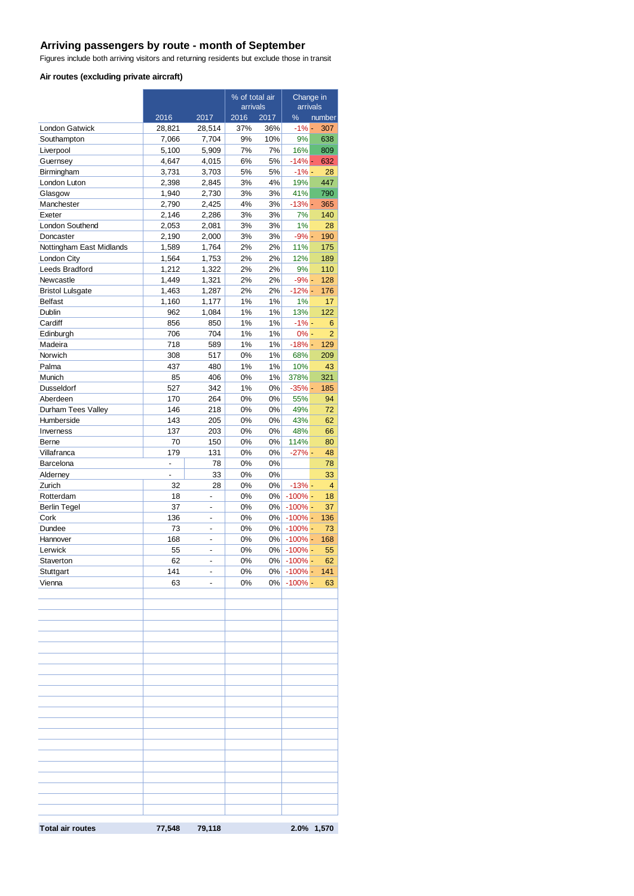## Arriving passengers by route - month of September

Figures include both arriving visitors and returning residents but exclude those in transit

### Air routes (excluding private aircraft)

| | | | % of total air arrivals | | Change in arrivals | |
|---|---|---|---|---|---|---|
| | 2016 | 2017 | 2016 | 2017 | % | number |
| London Gatwick | 28,821 | 28,514 | 37% | 36% | -1% | - 307 |
| Southampton | 7,066 | 7,704 | 9% | 10% | 9% | 638 |
| Liverpool | 5,100 | 5,909 | 7% | 7% | 16% | 809 |
| Guernsey | 4,647 | 4,015 | 6% | 5% | -14% | - 632 |
| Birmingham | 3,731 | 3,703 | 5% | 5% | -1% | - 28 |
| London Luton | 2,398 | 2,845 | 3% | 4% | 19% | 447 |
| Glasgow | 1,940 | 2,730 | 3% | 3% | 41% | 790 |
| Manchester | 2,790 | 2,425 | 4% | 3% | -13% | - 365 |
| Exeter | 2,146 | 2,286 | 3% | 3% | 7% | 140 |
| London Southend | 2,053 | 2,081 | 3% | 3% | 1% | 28 |
| Doncaster | 2,190 | 2,000 | 3% | 3% | -9% | - 190 |
| Nottingham East Midlands | 1,589 | 1,764 | 2% | 2% | 11% | 175 |
| London City | 1,564 | 1,753 | 2% | 2% | 12% | 189 |
| Leeds Bradford | 1,212 | 1,322 | 2% | 2% | 9% | 110 |
| Newcastle | 1,449 | 1,321 | 2% | 2% | -9% | - 128 |
| Bristol Lulsgate | 1,463 | 1,287 | 2% | 2% | -12% | - 176 |
| Belfast | 1,160 | 1,177 | 1% | 1% | 1% | 17 |
| Dublin | 962 | 1,084 | 1% | 1% | 13% | 122 |
| Cardiff | 856 | 850 | 1% | 1% | -1% | - 6 |
| Edinburgh | 706 | 704 | 1% | 1% | 0% | - 2 |
| Madeira | 718 | 589 | 1% | 1% | -18% | - 129 |
| Norwich | 308 | 517 | 0% | 1% | 68% | 209 |
| Palma | 437 | 480 | 1% | 1% | 10% | 43 |
| Munich | 85 | 406 | 0% | 1% | 378% | 321 |
| Dusseldorf | 527 | 342 | 1% | 0% | -35% | - 185 |
| Aberdeen | 170 | 264 | 0% | 0% | 55% | 94 |
| Durham Tees Valley | 146 | 218 | 0% | 0% | 49% | 72 |
| Humberside | 143 | 205 | 0% | 0% | 43% | 62 |
| Inverness | 137 | 203 | 0% | 0% | 48% | 66 |
| Berne | 70 | 150 | 0% | 0% | 114% | 80 |
| Villafranca | 179 | 131 | 0% | 0% | -27% | - 48 |
| Barcelona | - | 78 | 0% | 0% | | 78 |
| Alderney | - | 33 | 0% | 0% | | 33 |
| Zurich | 32 | 28 | 0% | 0% | -13% | - 4 |
| Rotterdam | 18 | - | 0% | 0% | -100% | - 18 |
| Berlin Tegel | 37 | - | 0% | 0% | -100% | - 37 |
| Cork | 136 | - | 0% | 0% | -100% | - 136 |
| Dundee | 73 | - | 0% | 0% | -100% | - 73 |
| Hannover | 168 | - | 0% | 0% | -100% | - 168 |
| Lerwick | 55 | - | 0% | 0% | -100% | - 55 |
| Staverton | 62 | - | 0% | 0% | -100% | - 62 |
| Stuttgart | 141 | - | 0% | 0% | -100% | - 141 |
| Vienna | 63 | - | 0% | 0% | -100% | - 63 |
| **Total air routes** | **77,548** | **79,118** | | | **2.0%** | **1,570** |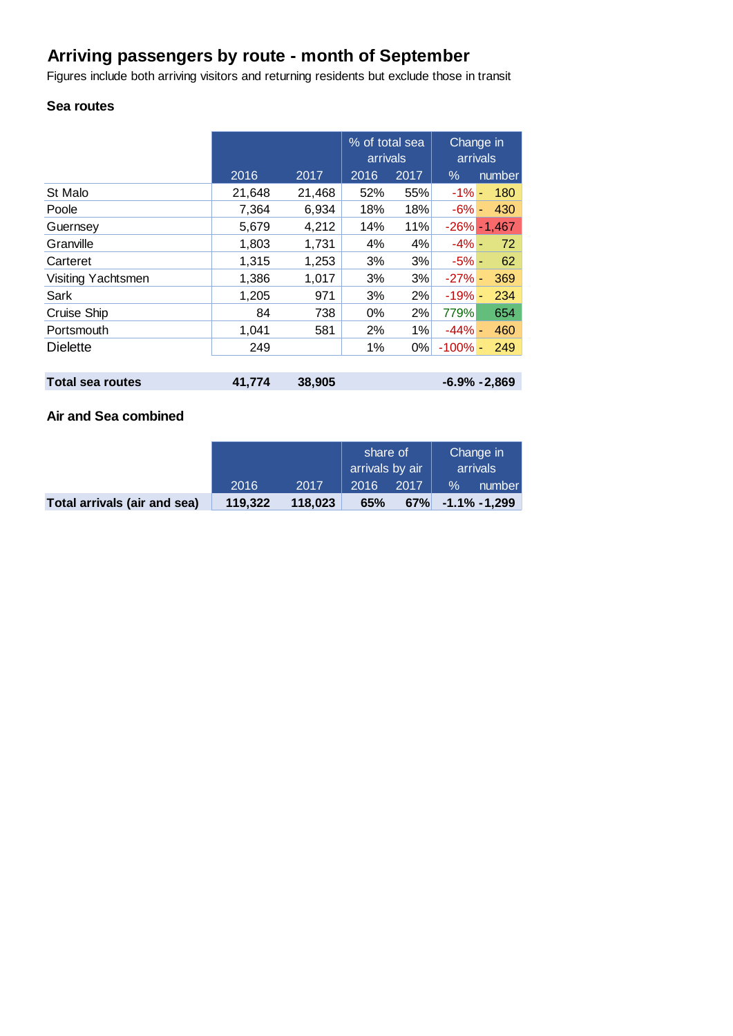## Arriving passengers by route - month of September

Figures include both arriving visitors and returning residents but exclude those in transit

### Sea routes

| | 2016 | 2017 | % of total sea arrivals 2016 | % of total sea arrivals 2017 | Change in arrivals % | Change in arrivals number |
|---|---|---|---|---|---|---|
| St Malo | 21,648 | 21,468 | 52% | 55% | -1% | - 180 |
| Poole | 7,364 | 6,934 | 18% | 18% | -6% | - 430 |
| Guernsey | 5,679 | 4,212 | 14% | 11% | -26% | -1,467 |
| Granville | 1,803 | 1,731 | 4% | 4% | -4% | - 72 |
| Carteret | 1,315 | 1,253 | 3% | 3% | -5% | - 62 |
| Visiting Yachtsmen | 1,386 | 1,017 | 3% | 3% | -27% | - 369 |
| Sark | 1,205 | 971 | 3% | 2% | -19% | - 234 |
| Cruise Ship | 84 | 738 | 0% | 2% | 779% | 654 |
| Portsmouth | 1,041 | 581 | 2% | 1% | -44% | - 460 |
| Dielette | 249 | | 1% | 0% | -100% | - 249 |
| **Total sea routes** | **41,774** | **38,905** | | | **-6.9%** | **-2,869** |

### Air and Sea combined

| | 2016 | 2017 | share of arrivals by air 2016 | share of arrivals by air 2017 | Change in arrivals % | Change in arrivals number |
|---|---|---|---|---|---|---|
| **Total arrivals (air and sea)** | **119,322** | **118,023** | **65%** | **67%** | **-1.1%** | **-1,299** |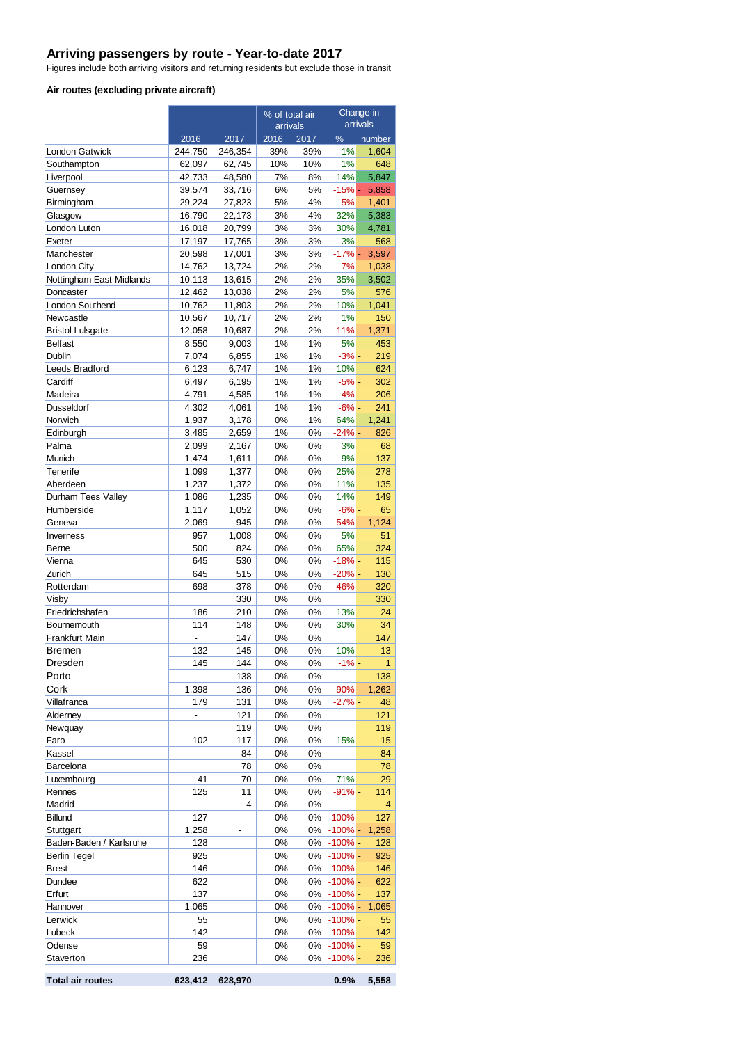## Arriving passengers by route - Year-to-date 2017

Figures include both arriving visitors and returning residents but exclude those in transit

### Air routes (excluding private aircraft)

| | | | % of total air arrivals | | Change in arrivals | |
|---|---|---|---|---|---|---|
| | 2016 | 2017 | 2016 | 2017 | % | number |
| London Gatwick | 244,750 | 246,354 | 39% | 39% | 1% | 1,604 |
| Southampton | 62,097 | 62,745 | 10% | 10% | 1% | 648 |
| Liverpool | 42,733 | 48,580 | 7% | 8% | 14% | 5,847 |
| Guernsey | 39,574 | 33,716 | 6% | 5% | -15% | - 5,858 |
| Birmingham | 29,224 | 27,823 | 5% | 4% | -5% | - 1,401 |
| Glasgow | 16,790 | 22,173 | 3% | 4% | 32% | 5,383 |
| London Luton | 16,018 | 20,799 | 3% | 3% | 30% | 4,781 |
| Exeter | 17,197 | 17,765 | 3% | 3% | 3% | 568 |
| Manchester | 20,598 | 17,001 | 3% | 3% | -17% | - 3,597 |
| London City | 14,762 | 13,724 | 2% | 2% | -7% | - 1,038 |
| Nottingham East Midlands | 10,113 | 13,615 | 2% | 2% | 35% | 3,502 |
| Doncaster | 12,462 | 13,038 | 2% | 2% | 5% | 576 |
| London Southend | 10,762 | 11,803 | 2% | 2% | 10% | 1,041 |
| Newcastle | 10,567 | 10,717 | 2% | 2% | 1% | 150 |
| Bristol Lulsgate | 12,058 | 10,687 | 2% | 2% | -11% | - 1,371 |
| Belfast | 8,550 | 9,003 | 1% | 1% | 5% | 453 |
| Dublin | 7,074 | 6,855 | 1% | 1% | -3% | - 219 |
| Leeds Bradford | 6,123 | 6,747 | 1% | 1% | 10% | 624 |
| Cardiff | 6,497 | 6,195 | 1% | 1% | -5% | - 302 |
| Madeira | 4,791 | 4,585 | 1% | 1% | -4% | - 206 |
| Dusseldorf | 4,302 | 4,061 | 1% | 1% | -6% | - 241 |
| Norwich | 1,937 | 3,178 | 0% | 1% | 64% | 1,241 |
| Edinburgh | 3,485 | 2,659 | 1% | 0% | -24% | - 826 |
| Palma | 2,099 | 2,167 | 0% | 0% | 3% | 68 |
| Munich | 1,474 | 1,611 | 0% | 0% | 9% | 137 |
| Tenerife | 1,099 | 1,377 | 0% | 0% | 25% | 278 |
| Aberdeen | 1,237 | 1,372 | 0% | 0% | 11% | 135 |
| Durham Tees Valley | 1,086 | 1,235 | 0% | 0% | 14% | 149 |
| Humberside | 1,117 | 1,052 | 0% | 0% | -6% | - 65 |
| Geneva | 2,069 | 945 | 0% | 0% | -54% | - 1,124 |
| Inverness | 957 | 1,008 | 0% | 0% | 5% | 51 |
| Berne | 500 | 824 | 0% | 0% | 65% | 324 |
| Vienna | 645 | 530 | 0% | 0% | -18% | - 115 |
| Zurich | 645 | 515 | 0% | 0% | -20% | - 130 |
| Rotterdam | 698 | 378 | 0% | 0% | -46% | - 320 |
| Visby | | 330 | 0% | 0% | | 330 |
| Friedrichshafen | 186 | 210 | 0% | 0% | 13% | 24 |
| Bournemouth | 114 | 148 | 0% | 0% | 30% | 34 |
| Frankfurt Main | - | 147 | 0% | 0% | | 147 |
| Bremen | 132 | 145 | 0% | 0% | 10% | 13 |
| Dresden | 145 | 144 | 0% | 0% | -1% | - 1 |
| Porto | | 138 | 0% | 0% | | 138 |
| Cork | 1,398 | 136 | 0% | 0% | -90% | - 1,262 |
| Villafranca | 179 | 131 | 0% | 0% | -27% | - 48 |
| Alderney | - | 121 | 0% | 0% | | 121 |
| Newquay | | 119 | 0% | 0% | | 119 |
| Faro | 102 | 117 | 0% | 0% | 15% | 15 |
| Kassel | | 84 | 0% | 0% | | 84 |
| Barcelona | | 78 | 0% | 0% | | 78 |
| Luxembourg | 41 | 70 | 0% | 0% | 71% | 29 |
| Rennes | 125 | 11 | 0% | 0% | -91% | - 114 |
| Madrid | | 4 | 0% | 0% | | 4 |
| Billund | 127 | - | 0% | 0% | -100% | - 127 |
| Stuttgart | 1,258 | - | 0% | 0% | -100% | - 1,258 |
| Baden-Baden / Karlsruhe | 128 | | 0% | 0% | -100% | - 128 |
| Berlin Tegel | 925 | | 0% | 0% | -100% | - 925 |
| Brest | 146 | | 0% | 0% | -100% | - 146 |
| Dundee | 622 | | 0% | 0% | -100% | - 622 |
| Erfurt | 137 | | 0% | 0% | -100% | - 137 |
| Hannover | 1,065 | | 0% | 0% | -100% | - 1,065 |
| Lerwick | 55 | | 0% | 0% | -100% | - 55 |
| Lubeck | 142 | | 0% | 0% | -100% | - 142 |
| Odense | 59 | | 0% | 0% | -100% | - 59 |
| Staverton | 236 | | 0% | 0% | -100% | - 236 |
| **Total air routes** | **623,412** | **628,970** | | | **0.9%** | **5,558** |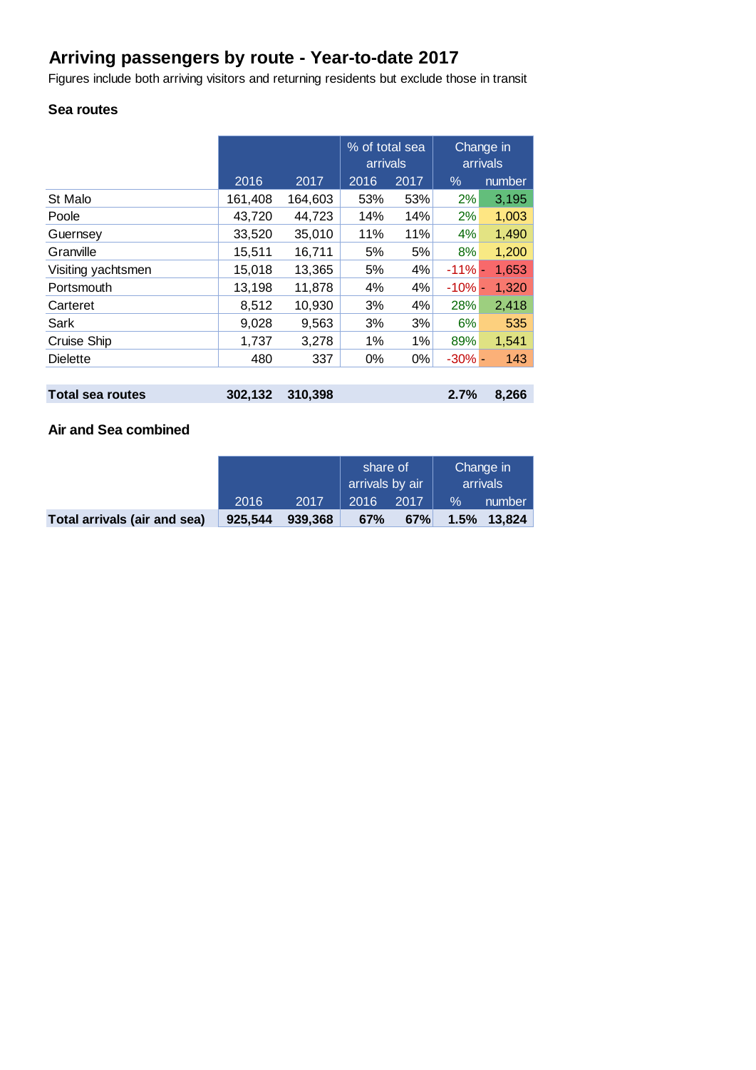# Arriving passengers by route - Year-to-date 2017

Figures include both arriving visitors and returning residents but exclude those in transit

## Sea routes

| | | | % of total sea arrivals | | Change in arrivals | |
|---|---|---|---|---|---|---|
| | 2016 | 2017 | 2016 | 2017 | % | number |
| St Malo | 161,408 | 164,603 | 53% | 53% | 2% | 3,195 |
| Poole | 43,720 | 44,723 | 14% | 14% | 2% | 1,003 |
| Guernsey | 33,520 | 35,010 | 11% | 11% | 4% | 1,490 |
| Granville | 15,511 | 16,711 | 5% | 5% | 8% | 1,200 |
| Visiting yachtsmen | 15,018 | 13,365 | 5% | 4% | -11% | - 1,653 |
| Portsmouth | 13,198 | 11,878 | 4% | 4% | -10% | - 1,320 |
| Carteret | 8,512 | 10,930 | 3% | 4% | 28% | 2,418 |
| Sark | 9,028 | 9,563 | 3% | 3% | 6% | 535 |
| Cruise Ship | 1,737 | 3,278 | 1% | 1% | 89% | 1,541 |
| Dielette | 480 | 337 | 0% | 0% | -30% | - 143 |
| | | | | | | |
| **Total sea routes** | **302,132** | **310,398** | | | **2.7%** | **8,266** |

## Air and Sea combined

| | | | share of arrivals by air | | Change in arrivals | |
|---|---|---|---|---|---|---|
| | 2016 | 2017 | 2016 | 2017 | % | number |
| **Total arrivals (air and sea)** | **925,544** | **939,368** | **67%** | **67%** | **1.5%** | **13,824** |